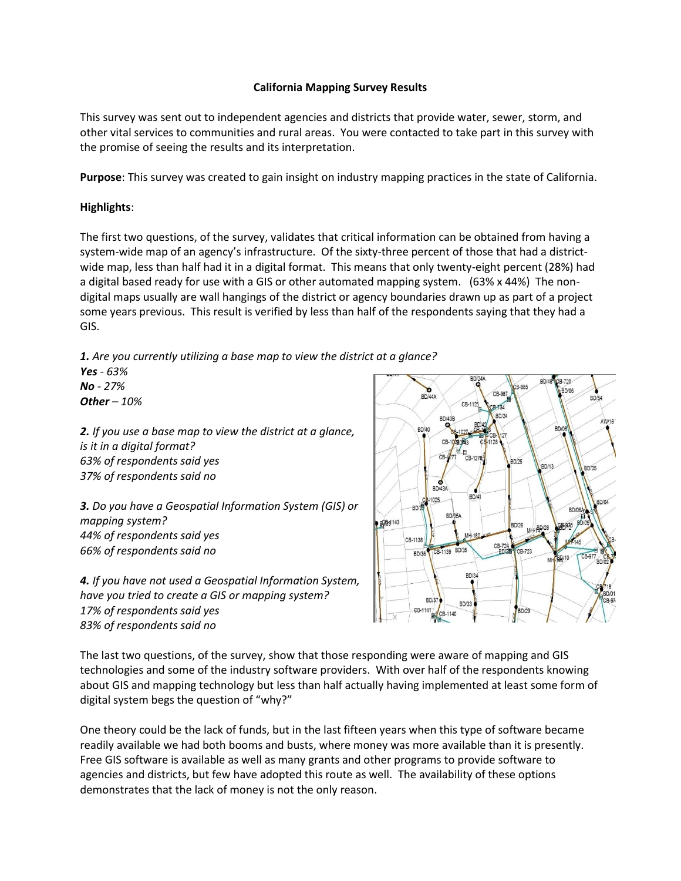**California Mapping Survey Results**

This survey was sent out to independent agencies and districts that provide water, sewer, storm, and other vital services to communities and rural areas. You were contacted to take part in this survey with the promise of seeing the results and its interpretation.

**Purpose**: This survey was created to gain insight on industry mapping practices in the state of California.

**Highlights**:

The first two questions, of the survey, validates that critical information can be obtained from having a system-wide map of an agency's infrastructure. Of the sixty-three percent of those that had a district-wide map, less than half had it in a digital format. This means that only twenty-eight percent (28%) had a digital based ready for use with a GIS or other automated mapping system. (63% x 44%) The non-digital maps usually are wall hangings of the district or agency boundaries drawn up as part of a project some years previous. This result is verified by less than half of the respondents saying that they had a GIS.

***1.*** *Are you currently utilizing a base map to view the district at a glance?*
***Yes*** *- 63%*
***No*** *- 27%*
***Other*** *– 10%*

***2.*** *If you use a base map to view the district at a glance, is it in a digital format?*
*63% of respondents said yes*
*37% of respondents said no*

***3.*** *Do you have a Geospatial Information System (GIS) or mapping system?*
*44% of respondents said yes*
*66% of respondents said no*

***4.*** *If you have not used a Geospatial Information System, have you tried to create a GIS or mapping system?*
*17% of respondents said yes*
*83% of respondents said no*

The last two questions, of the survey, show that those responding were aware of mapping and GIS technologies and some of the industry software providers. With over half of the respondents knowing about GIS and mapping technology but less than half actually having implemented at least some form of digital system begs the question of "why?"

One theory could be the lack of funds, but in the last fifteen years when this type of software became readily available we had both booms and busts, where money was more available than it is presently. Free GIS software is available as well as many grants and other programs to provide software to agencies and districts, but few have adopted this route as well. The availability of these options demonstrates that the lack of money is not the only reason.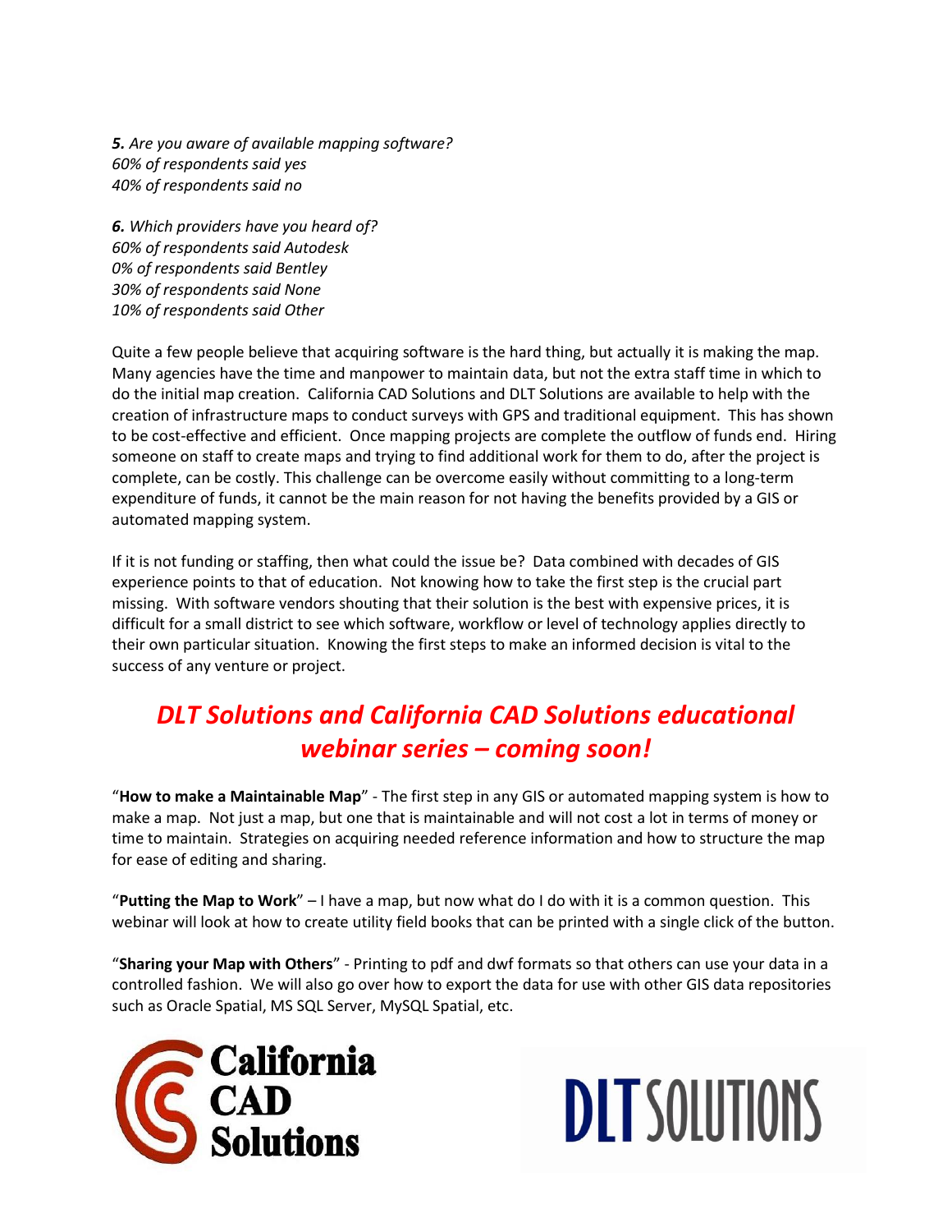***5.*** *Are you aware of available mapping software?*
*60% of respondents said yes*
*40% of respondents said no*

***6.*** *Which providers have you heard of?*
*60% of respondents said Autodesk*
*0% of respondents said Bentley*
*30% of respondents said None*
*10% of respondents said Other*

Quite a few people believe that acquiring software is the hard thing, but actually it is making the map. Many agencies have the time and manpower to maintain data, but not the extra staff time in which to do the initial map creation. California CAD Solutions and DLT Solutions are available to help with the creation of infrastructure maps to conduct surveys with GPS and traditional equipment. This has shown to be cost-effective and efficient. Once mapping projects are complete the outflow of funds end. Hiring someone on staff to create maps and trying to find additional work for them to do, after the project is complete, can be costly. This challenge can be overcome easily without committing to a long-term expenditure of funds, it cannot be the main reason for not having the benefits provided by a GIS or automated mapping system.

If it is not funding or staffing, then what could the issue be? Data combined with decades of GIS experience points to that of education. Not knowing how to take the first step is the crucial part missing. With software vendors shouting that their solution is the best with expensive prices, it is difficult for a small district to see which software, workflow or level of technology applies directly to their own particular situation. Knowing the first steps to make an informed decision is vital to the success of any venture or project.

## *DLT Solutions and California CAD Solutions educational webinar series – coming soon!*

"**How to make a Maintainable Map**" - The first step in any GIS or automated mapping system is how to make a map. Not just a map, but one that is maintainable and will not cost a lot in terms of money or time to maintain. Strategies on acquiring needed reference information and how to structure the map for ease of editing and sharing.

"**Putting the Map to Work**" – I have a map, but now what do I do with it is a common question. This webinar will look at how to create utility field books that can be printed with a single click of the button.

"**Sharing your Map with Others**" - Printing to pdf and dwf formats so that others can use your data in a controlled fashion. We will also go over how to export the data for use with other GIS data repositories such as Oracle Spatial, MS SQL Server, MySQL Spatial, etc.

California CAD Solutions

DLT SOLUTIONS